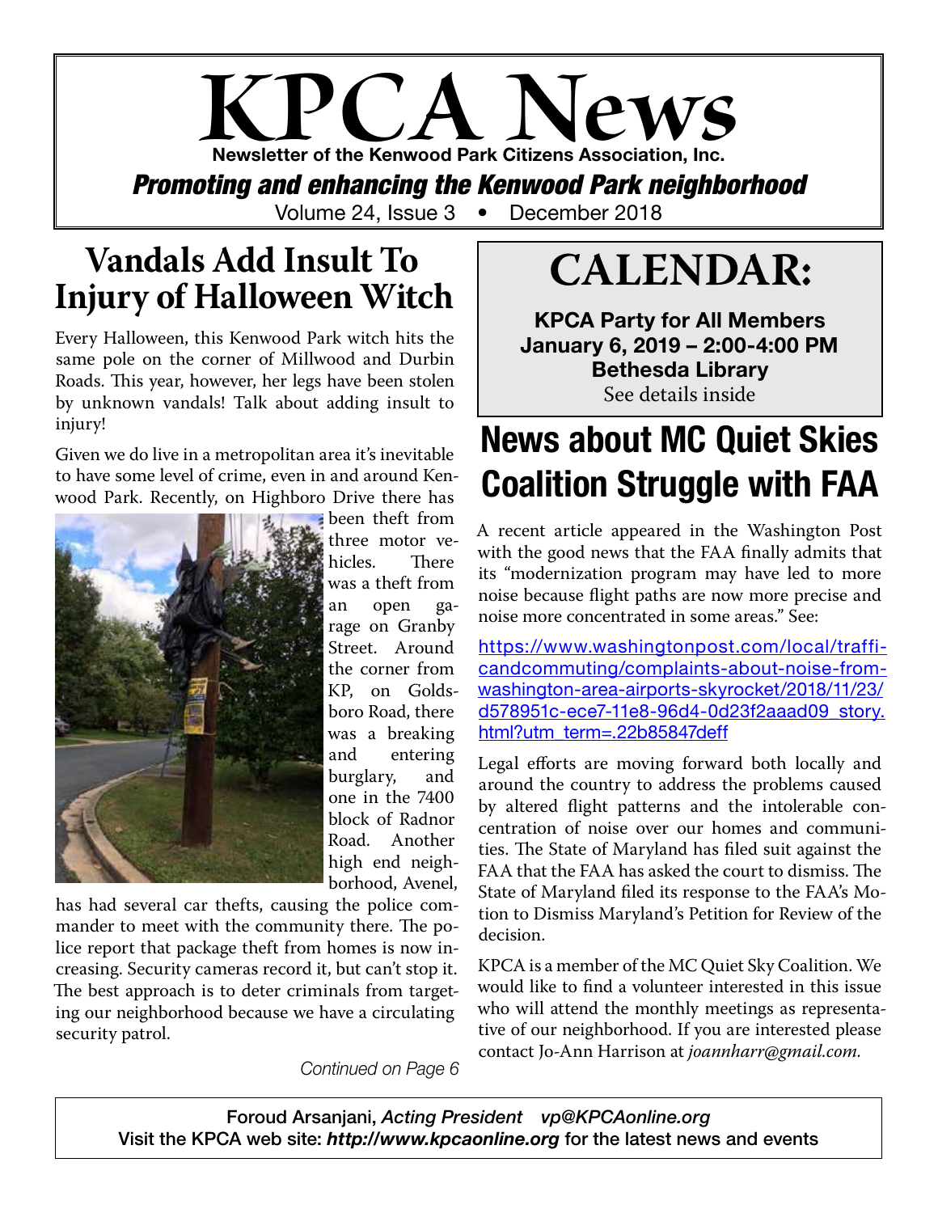# KPCA News

**Newsletter of the Kenwood Park Citizens Association, Inc.**

***Promoting and enhancing the Kenwood Park neighborhood***

Volume 24, Issue 3 • December 2018

## Vandals Add Insult To Injury of Halloween Witch

Every Halloween, this Kenwood Park witch hits the same pole on the corner of Millwood and Durbin Roads. This year, however, her legs have been stolen by unknown vandals! Talk about adding insult to injury!

Given we do live in a metropolitan area it's inevitable to have some level of crime, even in and around Kenwood Park. Recently, on Highboro Drive there has been theft from three motor vehicles. There was a theft from an open garage on Granby Street. Around the corner from KP, on Goldsboro Road, there was a breaking and entering burglary, and one in the 7400 block of Radnor Road. Another high end neighborhood, Avenel, has had several car thefts, causing the police commander to meet with the community there. The police report that package theft from homes is now increasing. Security cameras record it, but can't stop it. The best approach is to deter criminals from targeting our neighborhood because we have a circulating security patrol.

*Continued on Page 6*

## CALENDAR:

**KPCA Party for All Members**
**January 6, 2019 – 2:00-4:00 PM**
**Bethesda Library**
See details inside

## News about MC Quiet Skies Coalition Struggle with FAA

A recent article appeared in the Washington Post with the good news that the FAA finally admits that its "modernization program may have led to more noise because flight paths are now more precise and noise more concentrated in some areas." See:

https://www.washingtonpost.com/local/trafficandcommuting/complaints-about-noise-from-washington-area-airports-skyrocket/2018/11/23/d578951c-ece7-11e8-96d4-0d23f2aaad09_story.html?utm_term=.22b85847deff

Legal efforts are moving forward both locally and around the country to address the problems caused by altered flight patterns and the intolerable concentration of noise over our homes and communities. The State of Maryland has filed suit against the FAA that the FAA has asked the court to dismiss. The State of Maryland filed its response to the FAA's Motion to Dismiss Maryland's Petition for Review of the decision.

KPCA is a member of the MC Quiet Sky Coalition. We would like to find a volunteer interested in this issue who will attend the monthly meetings as representative of our neighborhood. If you are interested please contact Jo-Ann Harrison at *joannharr@gmail.com.*

Foroud Arsanjani, *Acting President* *vp@KPCAonline.org*
Visit the KPCA web site: ***http://www.kpcaonline.org*** for the latest news and events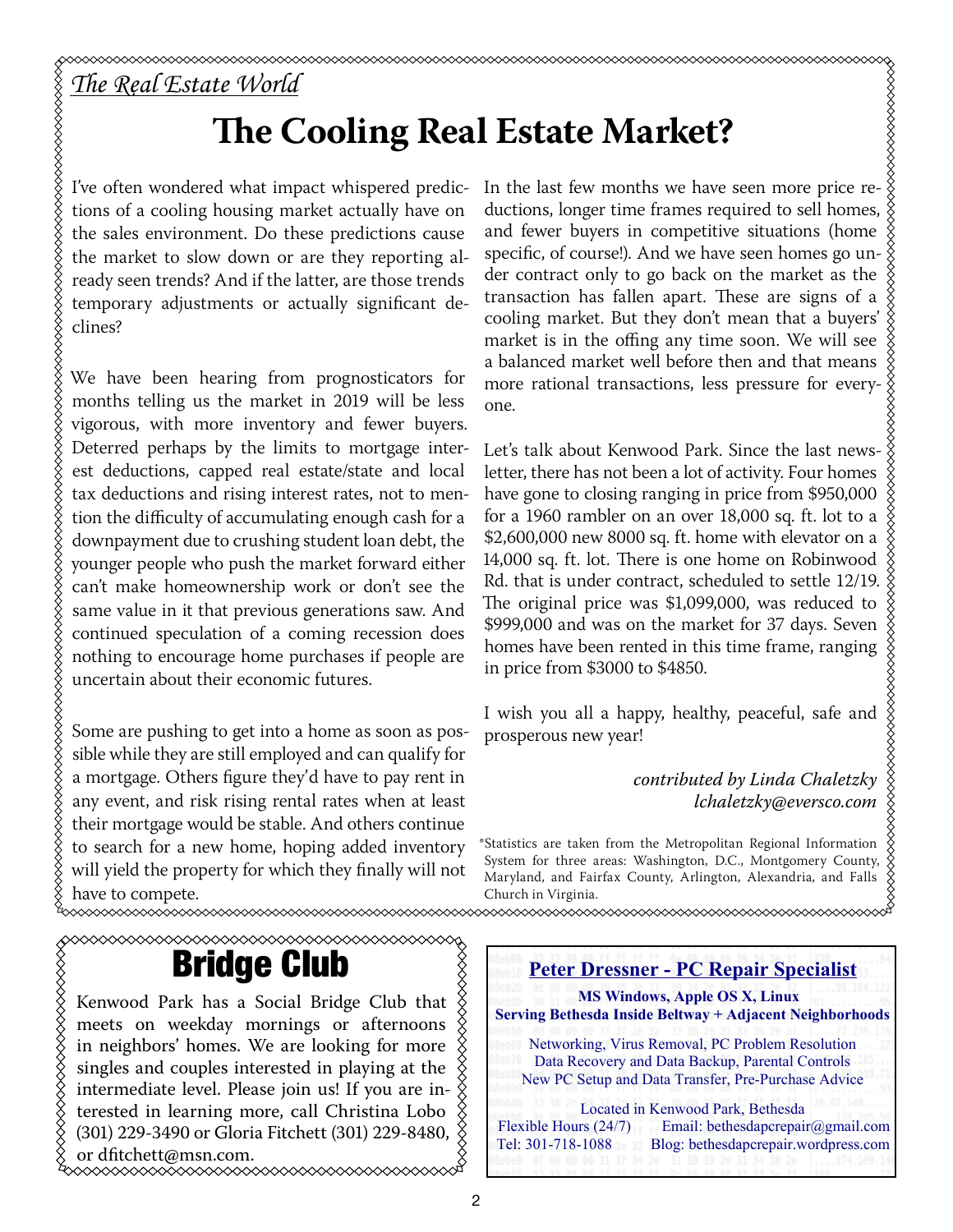*The Real Estate World*

# The Cooling Real Estate Market?

I've often wondered what impact whispered predictions of a cooling housing market actually have on the sales environment. Do these predictions cause the market to slow down or are they reporting already seen trends? And if the latter, are those trends temporary adjustments or actually significant declines?

We have been hearing from prognosticators for months telling us the market in 2019 will be less vigorous, with more inventory and fewer buyers. Deterred perhaps by the limits to mortgage interest deductions, capped real estate/state and local tax deductions and rising interest rates, not to mention the difficulty of accumulating enough cash for a downpayment due to crushing student loan debt, the younger people who push the market forward either can't make homeownership work or don't see the same value in it that previous generations saw. And continued speculation of a coming recession does nothing to encourage home purchases if people are uncertain about their economic futures.

Some are pushing to get into a home as soon as possible while they are still employed and can qualify for a mortgage. Others figure they'd have to pay rent in any event, and risk rising rental rates when at least their mortgage would be stable. And others continue to search for a new home, hoping added inventory will yield the property for which they finally will not have to compete.

In the last few months we have seen more price reductions, longer time frames required to sell homes, and fewer buyers in competitive situations (home specific, of course!). And we have seen homes go under contract only to go back on the market as the transaction has fallen apart. These are signs of a cooling market. But they don't mean that a buyers' market is in the offing any time soon. We will see a balanced market well before then and that means more rational transactions, less pressure for everyone.

Let's talk about Kenwood Park. Since the last newsletter, there has not been a lot of activity. Four homes have gone to closing ranging in price from $950,000 for a 1960 rambler on an over 18,000 sq. ft. lot to a $2,600,000 new 8000 sq. ft. home with elevator on a 14,000 sq. ft. lot. There is one home on Robinwood Rd. that is under contract, scheduled to settle 12/19. The original price was $1,099,000, was reduced to $999,000 and was on the market for 37 days. Seven homes have been rented in this time frame, ranging in price from $3000 to $4850.

I wish you all a happy, healthy, peaceful, safe and prosperous new year!

*contributed by Linda Chaletzky*
*lchaletzky@eversco.com*

*Statistics are taken from the Metropolitan Regional Information System for three areas: Washington, D.C., Montgomery County, Maryland, and Fairfax County, Arlington, Alexandria, and Falls Church in Virginia.

# Bridge Club

Kenwood Park has a Social Bridge Club that meets on weekday mornings or afternoons in neighbors' homes. We are looking for more singles and couples interested in playing at the intermediate level. Please join us! If you are interested in learning more, call Christina Lobo (301) 229-3490 or Gloria Fitchett (301) 229-8480, or dfitchett@msn.com.

**Peter Dressner - PC Repair Specialist**

**MS Windows, Apple OS X, Linux**
**Serving Bethesda Inside Beltway + Adjacent Neighborhoods**

Networking, Virus Removal, PC Problem Resolution
Data Recovery and Data Backup, Parental Controls
New PC Setup and Data Transfer, Pre-Purchase Advice

Located in Kenwood Park, Bethesda
Flexible Hours (24/7) Email: bethesdapcrepair@gmail.com
Tel: 301-718-1088 Blog: bethesdapcrepair.wordpress.com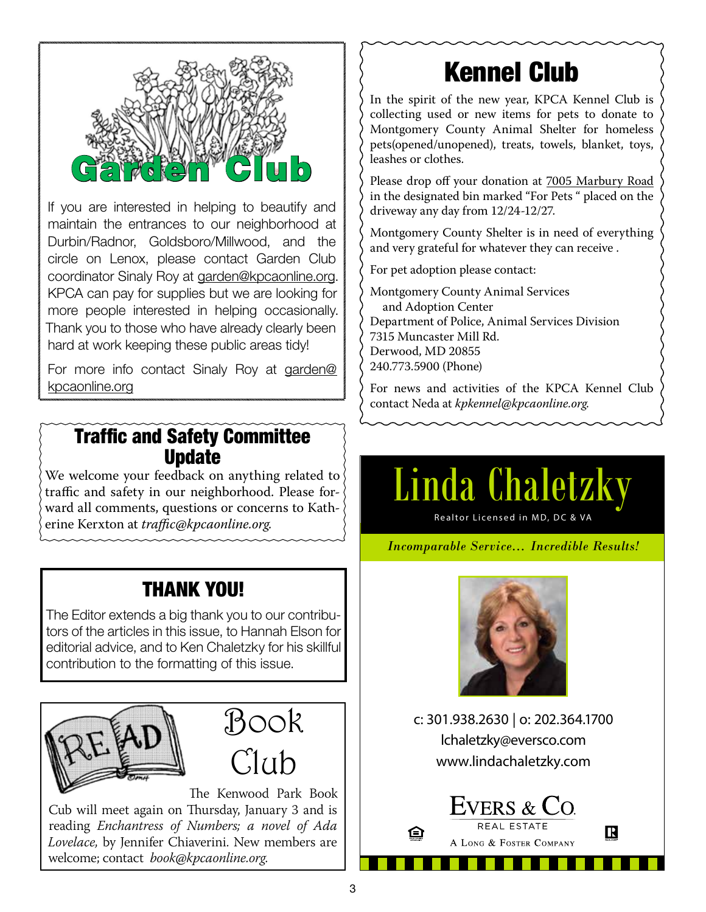## Garden Club

If you are interested in helping to beautify and maintain the entrances to our neighborhood at Durbin/Radnor, Goldsboro/Millwood, and the circle on Lenox, please contact Garden Club coordinator Sinaly Roy at garden@kpcaonline.org. KPCA can pay for supplies but we are looking for more people interested in helping occasionally. Thank you to those who have already clearly been hard at work keeping these public areas tidy!

For more info contact Sinaly Roy at garden@kpcaonline.org

## Traffic and Safety Committee Update

We welcome your feedback on anything related to traffic and safety in our neighborhood. Please forward all comments, questions or concerns to Katherine Kerxton at *traffic@kpcaonline.org.*

## THANK YOU!

The Editor extends a big thank you to our contributors of the articles in this issue, to Hannah Elson for editorial advice, and to Ken Chaletzky for his skillful contribution to the formatting of this issue.

## Book Club

The Kenwood Park Book Cub will meet again on Thursday, January 3 and is reading *Enchantress of Numbers; a novel of Ada Lovelace,* by Jennifer Chiaverini. New members are welcome; contact *book@kpcaonline.org.*

## Kennel Club

In the spirit of the new year, KPCA Kennel Club is collecting used or new items for pets to donate to Montgomery County Animal Shelter for homeless pets(opened/unopened), treats, towels, blanket, toys, leashes or clothes.

Please drop off your donation at 7005 Marbury Road in the designated bin marked "For Pets " placed on the driveway any day from 12/24-12/27.

Montgomery County Shelter is in need of everything and very grateful for whatever they can receive .

For pet adoption please contact:

Montgomery County Animal Services
and Adoption Center
Department of Police, Animal Services Division
7315 Muncaster Mill Rd.
Derwood, MD 20855
240.773.5900 (Phone)

For news and activities of the KPCA Kennel Club contact Neda at *kpkennel@kpcaonline.org.*

## Linda Chaletzky

Realtor Licensed in MD, DC & VA

*Incomparable Service... Incredible Results!*

c: 301.938.2630 | o: 202.364.1700
lchaletzky@eversco.com
www.lindachaletzky.com

EVERS & CO.
REAL ESTATE
A LONG & FOSTER COMPANY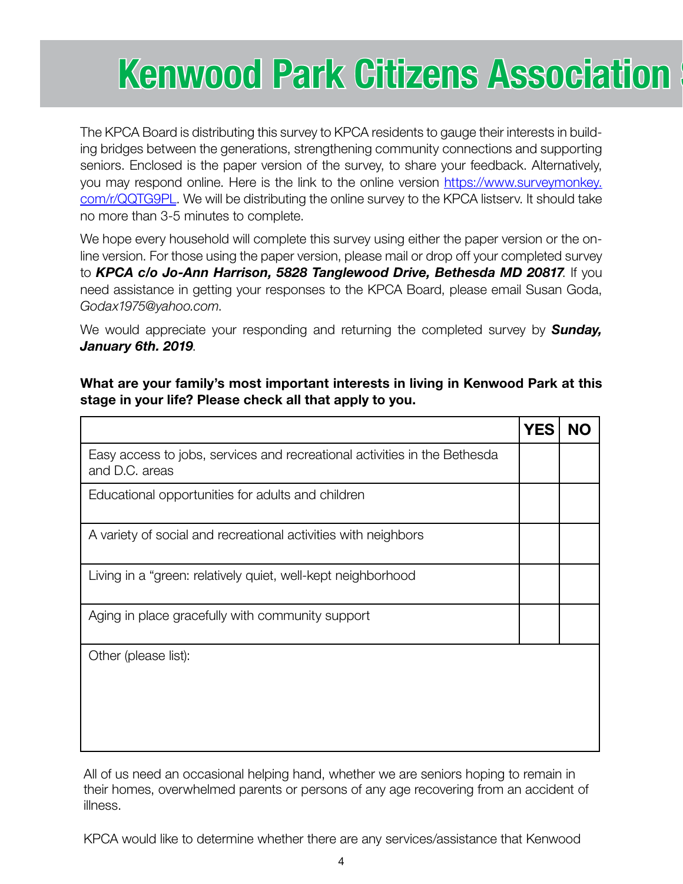# Kenwood Park Citizens Association S

The KPCA Board is distributing this survey to KPCA residents to gauge their interests in building bridges between the generations, strengthening community connections and supporting seniors. Enclosed is the paper version of the survey, to share your feedback. Alternatively, you may respond online. Here is the link to the online version https://www.surveymonkey.com/r/QQTG9PL. We will be distributing the online survey to the KPCA listserv. It should take no more than 3-5 minutes to complete.

We hope every household will complete this survey using either the paper version or the online version. For those using the paper version, please mail or drop off your completed survey to ***KPCA c/o Jo-Ann Harrison, 5828 Tanglewood Drive, Bethesda MD 20817***. If you need assistance in getting your responses to the KPCA Board, please email Susan Goda, *Godax1975@yahoo.com*.

We would appreciate your responding and returning the completed survey by ***Sunday, January 6th. 2019***.

**What are your family's most important interests in living in Kenwood Park at this stage in your life? Please check all that apply to you.**

| | YES | NO |
|---|---|---|
| Easy access to jobs, services and recreational activities in the Bethesda and D.C. areas | | |
| Educational opportunities for adults and children | | |
| A variety of social and recreational activities with neighbors | | |
| Living in a "green: relatively quiet, well-kept neighborhood | | |
| Aging in place gracefully with community support | | |
| Other (please list): | | |

All of us need an occasional helping hand, whether we are seniors hoping to remain in their homes, overwhelmed parents or persons of any age recovering from an accident of illness.

KPCA would like to determine whether there are any services/assistance that Kenwood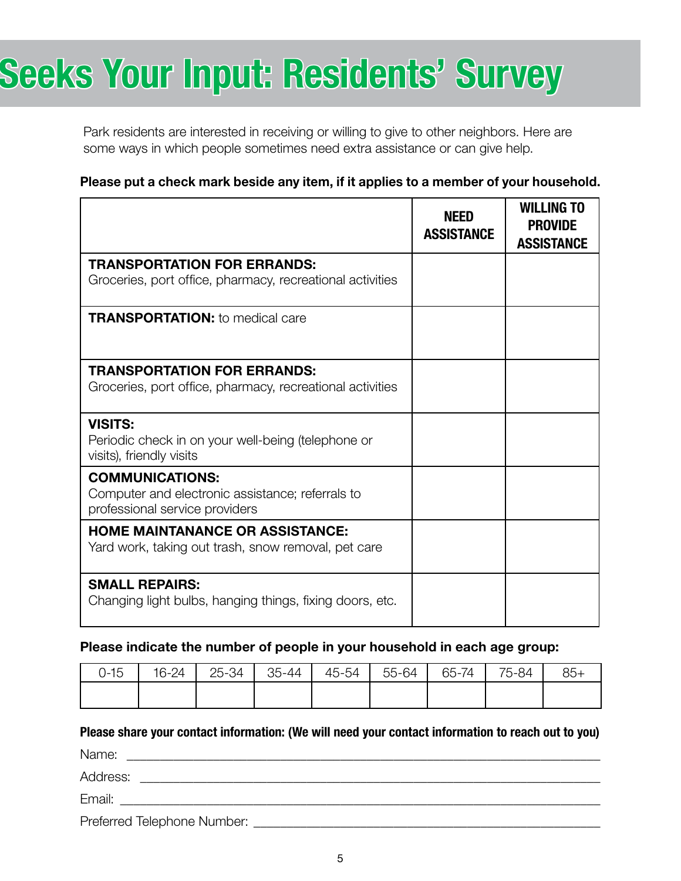# Seeks Your Input: Residents' Survey

Park residents are interested in receiving or willing to give to other neighbors. Here are some ways in which people sometimes need extra assistance or can give help.

**Please put a check mark beside any item, if it applies to a member of your household.**

| | NEED ASSISTANCE | WILLING TO PROVIDE ASSISTANCE |
|---|---|---|
| **TRANSPORTATION FOR ERRANDS:** Groceries, port office, pharmacy, recreational activities | | |
| **TRANSPORTATION:** to medical care | | |
| **TRANSPORTATION FOR ERRANDS:** Groceries, port office, pharmacy, recreational activities | | |
| **VISITS:** Periodic check in on your well-being (telephone or visits), friendly visits | | |
| **COMMUNICATIONS:** Computer and electronic assistance; referrals to professional service providers | | |
| **HOME MAINTANANCE OR ASSISTANCE:** Yard work, taking out trash, snow removal, pet care | | |
| **SMALL REPAIRS:** Changing light bulbs, hanging things, fixing doors, etc. | | |

**Please indicate the number of people in your household in each age group:**

| 0-15 | 16-24 | 25-34 | 35-44 | 45-54 | 55-64 | 65-74 | 75-84 | 85+ |
|---|---|---|---|---|---|---|---|---|
| | | | | | | | | |

**Please share your contact information: (We will need your contact information to reach out to you)**

Name: ____________________________________________

Address: ____________________________________________

Email: ____________________________________________

Preferred Telephone Number: ______________________________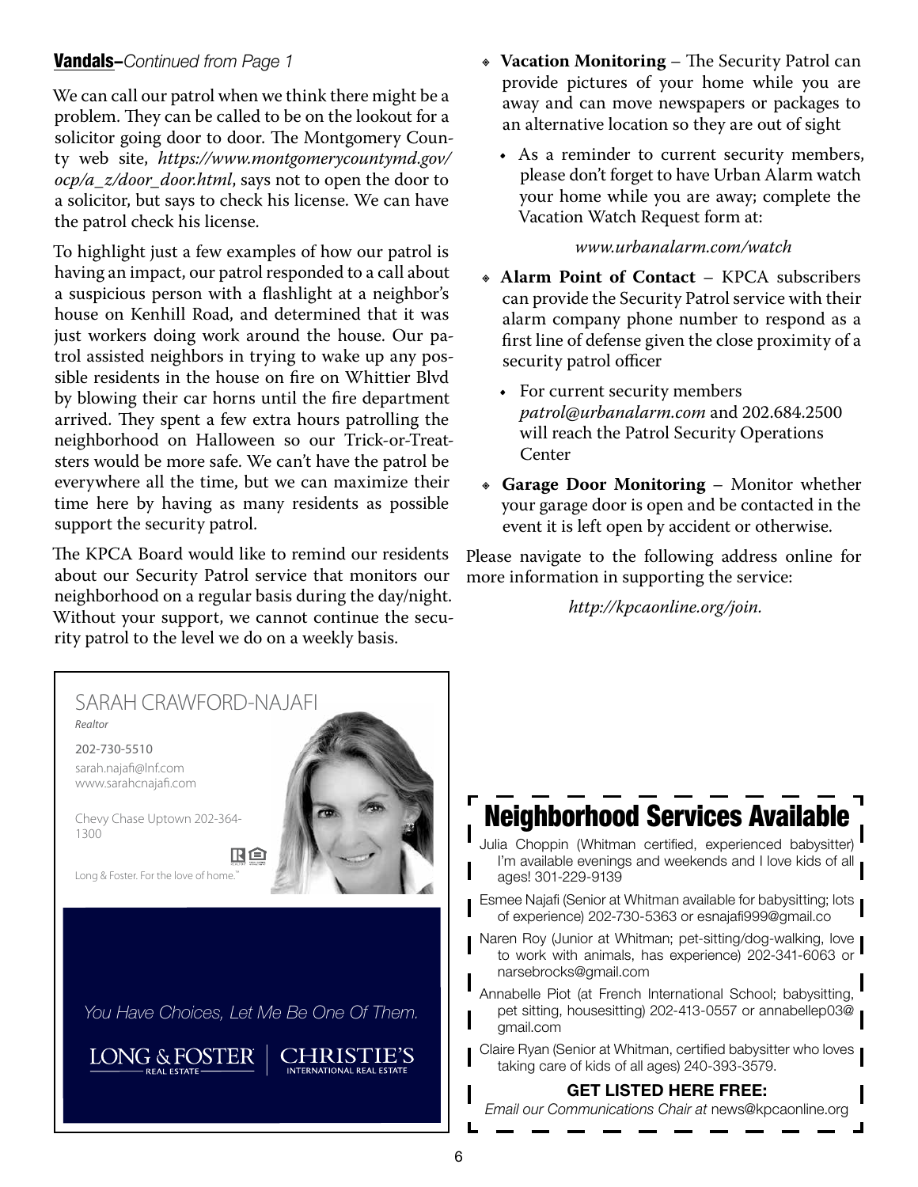**Vandals**–*Continued from Page 1*

We can call our patrol when we think there might be a problem. They can be called to be on the lookout for a solicitor going door to door. The Montgomery County web site, *https://www.montgomerycountymd.gov/ocp/a_z/door_door.html*, says not to open the door to a solicitor, but says to check his license. We can have the patrol check his license.

To highlight just a few examples of how our patrol is having an impact, our patrol responded to a call about a suspicious person with a flashlight at a neighbor's house on Kenhill Road, and determined that it was just workers doing work around the house. Our patrol assisted neighbors in trying to wake up any possible residents in the house on fire on Whittier Blvd by blowing their car horns until the fire department arrived. They spent a few extra hours patrolling the neighborhood on Halloween so our Trick-or-Treatsters would be more safe. We can't have the patrol be everywhere all the time, but we can maximize their time here by having as many residents as possible support the security patrol.

The KPCA Board would like to remind our residents about our Security Patrol service that monitors our neighborhood on a regular basis during the day/night. Without your support, we cannot continue the security patrol to the level we do on a weekly basis.

- **Vacation Monitoring** – The Security Patrol can provide pictures of your home while you are away and can move newspapers or packages to an alternative location so they are out of sight
  - As a reminder to current security members, please don't forget to have Urban Alarm watch your home while you are away; complete the Vacation Watch Request form at:

    *www.urbanalarm.com/watch*
- **Alarm Point of Contact** – KPCA subscribers can provide the Security Patrol service with their alarm company phone number to respond as a first line of defense given the close proximity of a security patrol officer
  - For current security members *patrol@urbanalarm.com* and 202.684.2500 will reach the Patrol Security Operations Center
- **Garage Door Monitoring** – Monitor whether your garage door is open and be contacted in the event it is left open by accident or otherwise.

Please navigate to the following address online for more information in supporting the service:

*http://kpcaonline.org/join.*

SARAH CRAWFORD-NAJAFI
*Realtor*

202-730-5510
sarah.najafi@lnf.com
www.sarahcnajafi.com

Chevy Chase Uptown 202-364-1300

Long & Foster. For the love of home.™

*You Have Choices, Let Me Be One Of Them.*

LONG & FOSTER REAL ESTATE | CHRISTIE'S INTERNATIONAL REAL ESTATE

## Neighborhood Services Available

Julia Choppin (Whitman certified, experienced babysitter) I'm available evenings and weekends and I love kids of all ages! 301-229-9139

Esmee Najafi (Senior at Whitman available for babysitting; lots of experience) 202-730-5363 or esnajafi999@gmail.co

Naren Roy (Junior at Whitman; pet-sitting/dog-walking, love to work with animals, has experience) 202-341-6063 or narsebrocks@gmail.com

Annabelle Piot (at French International School; babysitting, pet sitting, housesitting) 202-413-0557 or annabellep03@gmail.com

Claire Ryan (Senior at Whitman, certified babysitter who loves taking care of kids of all ages) 240-393-3579.

**GET LISTED HERE FREE:**

*Email our Communications Chair at* news@kpcaonline.org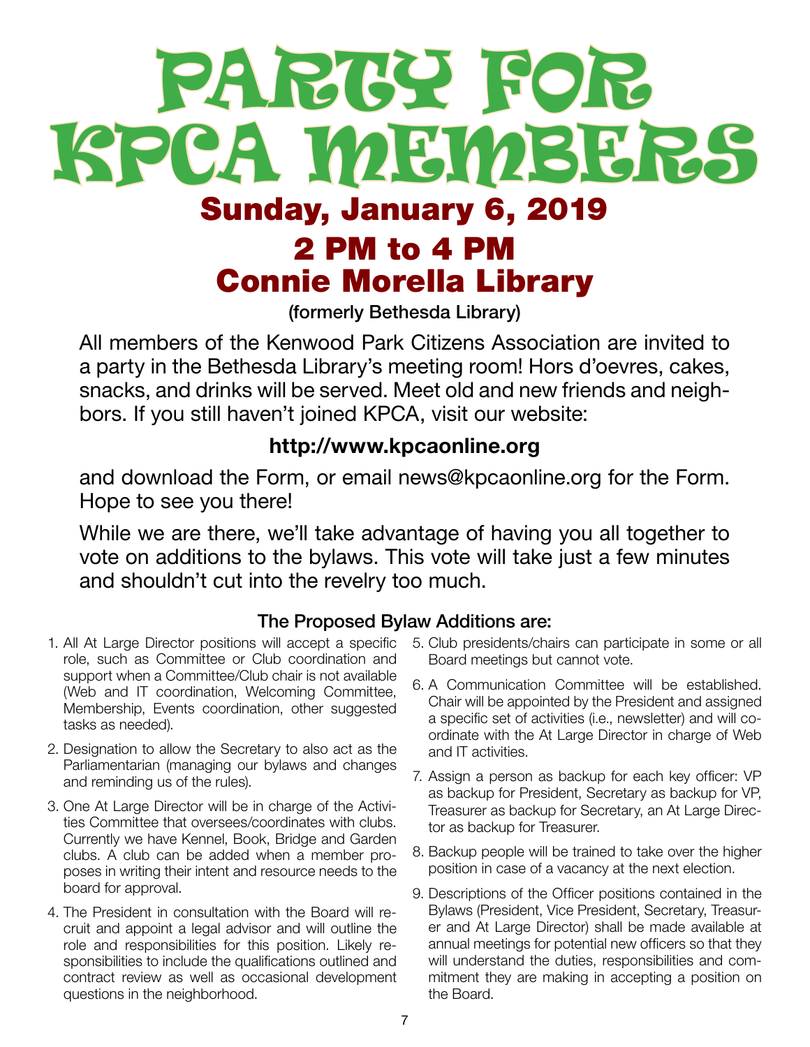# PARTY FOR KPCA MEMBERS

## Sunday, January 6, 2019

## 2 PM to 4 PM

## Connie Morella Library

**(formerly Bethesda Library)**

All members of the Kenwood Park Citizens Association are invited to a party in the Bethesda Library's meeting room! Hors d'oevres, cakes, snacks, and drinks will be served. Meet old and new friends and neighbors. If you still haven't joined KPCA, visit our website:

**http://www.kpcaonline.org**

and download the Form, or email news@kpcaonline.org for the Form. Hope to see you there!

While we are there, we'll take advantage of having you all together to vote on additions to the bylaws. This vote will take just a few minutes and shouldn't cut into the revelry too much.

### The Proposed Bylaw Additions are:

1. All At Large Director positions will accept a specific role, such as Committee or Club coordination and support when a Committee/Club chair is not available (Web and IT coordination, Welcoming Committee, Membership, Events coordination, other suggested tasks as needed).
2. Designation to allow the Secretary to also act as the Parliamentarian (managing our bylaws and changes and reminding us of the rules).
3. One At Large Director will be in charge of the Activities Committee that oversees/coordinates with clubs. Currently we have Kennel, Book, Bridge and Garden clubs. A club can be added when a member proposes in writing their intent and resource needs to the board for approval.
4. The President in consultation with the Board will recruit and appoint a legal advisor and will outline the role and responsibilities for this position. Likely responsibilities to include the qualifications outlined and contract review as well as occasional development questions in the neighborhood.
5. Club presidents/chairs can participate in some or all Board meetings but cannot vote.
6. A Communication Committee will be established. Chair will be appointed by the President and assigned a specific set of activities (i.e., newsletter) and will coordinate with the At Large Director in charge of Web and IT activities.
7. Assign a person as backup for each key officer: VP as backup for President, Secretary as backup for VP, Treasurer as backup for Secretary, an At Large Director as backup for Treasurer.
8. Backup people will be trained to take over the higher position in case of a vacancy at the next election.
9. Descriptions of the Officer positions contained in the Bylaws (President, Vice President, Secretary, Treasurer and At Large Director) shall be made available at annual meetings for potential new officers so that they will understand the duties, responsibilities and commitment they are making in accepting a position on the Board.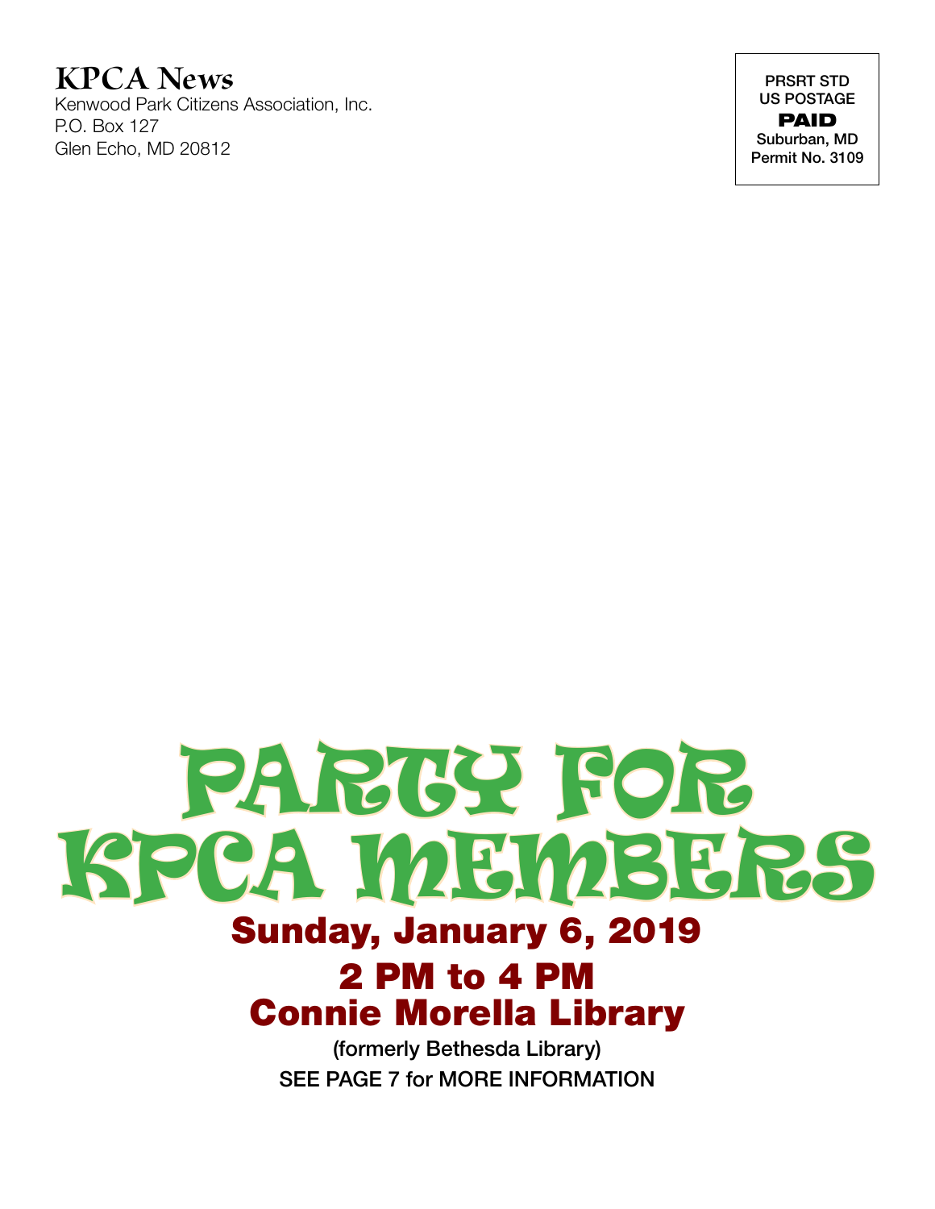**KPCA News**

Kenwood Park Citizens Association, Inc.
P.O. Box 127
Glen Echo, MD 20812

PRSRT STD
US POSTAGE
**PAID**
Suburban, MD
Permit No. 3109

# PARTY FOR KPCA MEMBERS

## Sunday, January 6, 2019

## 2 PM to 4 PM

## Connie Morella Library

(formerly Bethesda Library)

SEE PAGE 7 for MORE INFORMATION